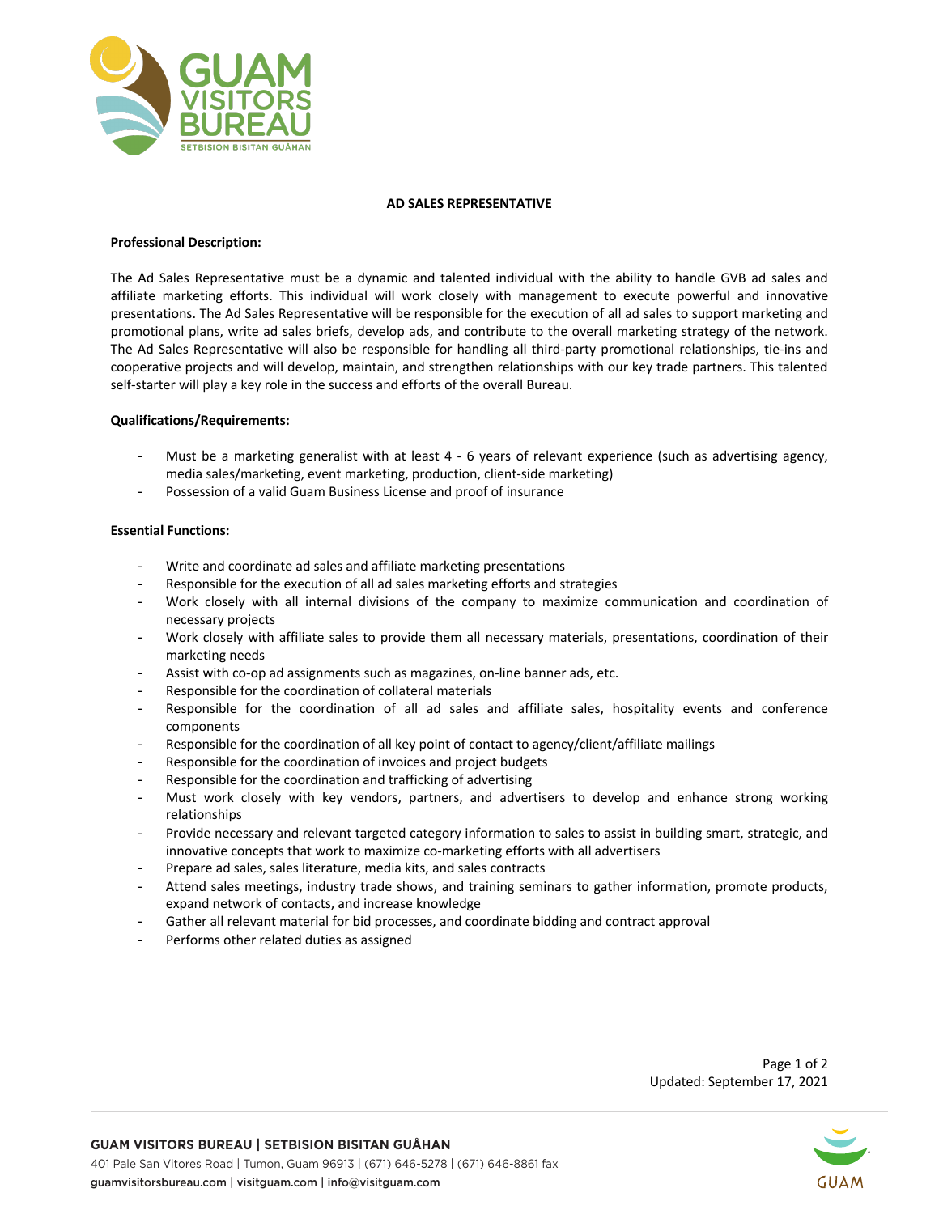# AD SALES REPRESENTATIVE

**Professional Description:**

The Ad Sales Representative must be a dynamic and talented individual with the ability to handle GVB ad sales and affiliate marketing efforts. This individual will work closely with management to execute powerful and innovative presentations. The Ad Sales Representative will be responsible for the execution of all ad sales to support marketing and promotional plans, write ad sales briefs, develop ads, and contribute to the overall marketing strategy of the network. The Ad Sales Representative will also be responsible for handling all third-party promotional relationships, tie-ins and cooperative projects and will develop, maintain, and strengthen relationships with our key trade partners. This talented self-starter will play a key role in the success and efforts of the overall Bureau.

**Qualifications/Requirements:**

- Must be a marketing generalist with at least 4 - 6 years of relevant experience (such as advertising agency, media sales/marketing, event marketing, production, client-side marketing)
- Possession of a valid Guam Business License and proof of insurance

**Essential Functions:**

- Write and coordinate ad sales and affiliate marketing presentations
- Responsible for the execution of all ad sales marketing efforts and strategies
- Work closely with all internal divisions of the company to maximize communication and coordination of necessary projects
- Work closely with affiliate sales to provide them all necessary materials, presentations, coordination of their marketing needs
- Assist with co-op ad assignments such as magazines, on-line banner ads, etc.
- Responsible for the coordination of collateral materials
- Responsible for the coordination of all ad sales and affiliate sales, hospitality events and conference components
- Responsible for the coordination of all key point of contact to agency/client/affiliate mailings
- Responsible for the coordination of invoices and project budgets
- Responsible for the coordination and trafficking of advertising
- Must work closely with key vendors, partners, and advertisers to develop and enhance strong working relationships
- Provide necessary and relevant targeted category information to sales to assist in building smart, strategic, and innovative concepts that work to maximize co-marketing efforts with all advertisers
- Prepare ad sales, sales literature, media kits, and sales contracts
- Attend sales meetings, industry trade shows, and training seminars to gather information, promote products, expand network of contacts, and increase knowledge
- Gather all relevant material for bid processes, and coordinate bidding and contract approval
- Performs other related duties as assigned

Updated: September 17, 2021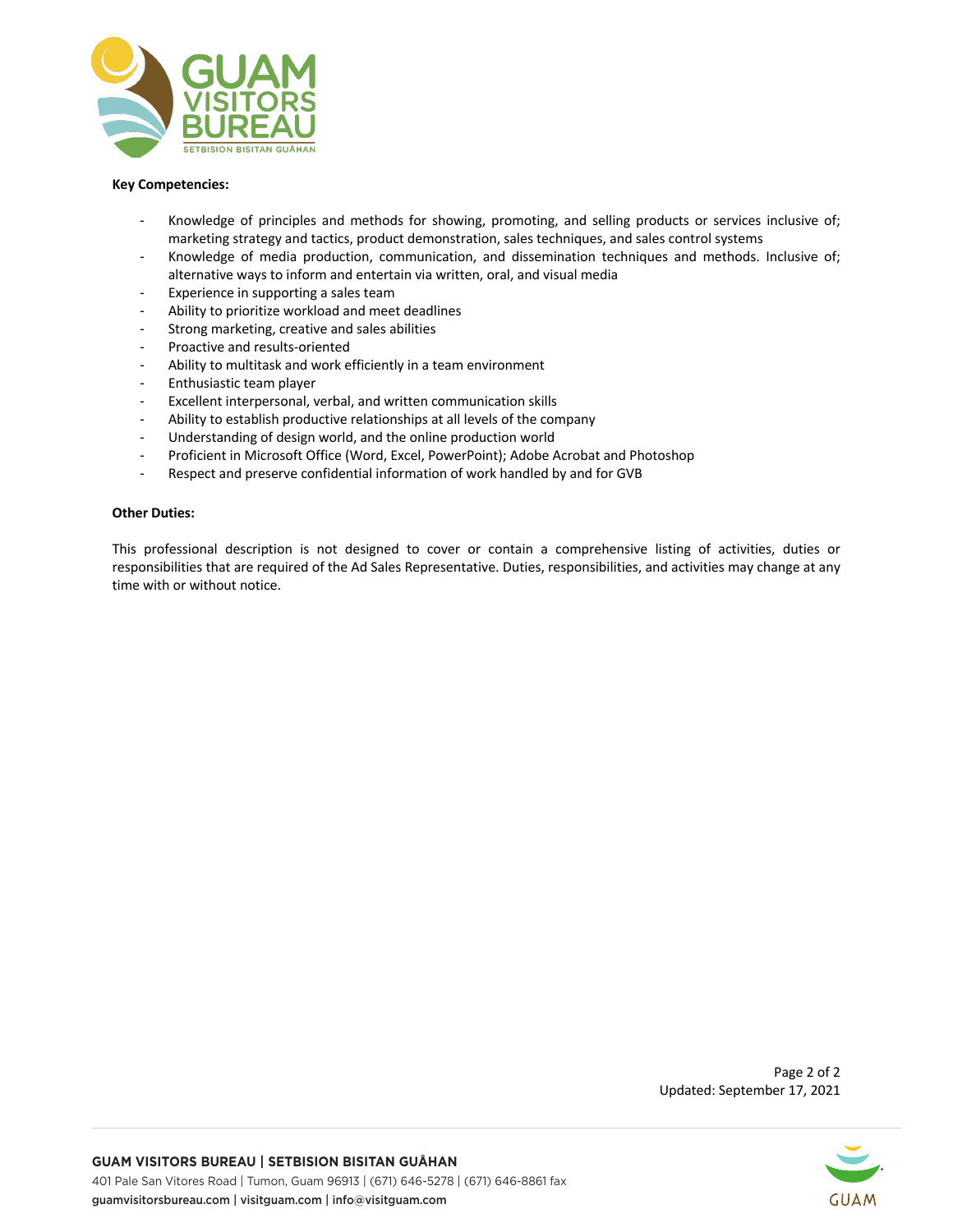**Key Competencies:**

- Knowledge of principles and methods for showing, promoting, and selling products or services inclusive of; marketing strategy and tactics, product demonstration, sales techniques, and sales control systems
- Knowledge of media production, communication, and dissemination techniques and methods. Inclusive of; alternative ways to inform and entertain via written, oral, and visual media
- Experience in supporting a sales team
- Ability to prioritize workload and meet deadlines
- Strong marketing, creative and sales abilities
- Proactive and results-oriented
- Ability to multitask and work efficiently in a team environment
- Enthusiastic team player
- Excellent interpersonal, verbal, and written communication skills
- Ability to establish productive relationships at all levels of the company
- Understanding of design world, and the online production world
- Proficient in Microsoft Office (Word, Excel, PowerPoint); Adobe Acrobat and Photoshop
- Respect and preserve confidential information of work handled by and for GVB

**Other Duties:**

This professional description is not designed to cover or contain a comprehensive listing of activities, duties or responsibilities that are required of the Ad Sales Representative. Duties, responsibilities, and activities may change at any time with or without notice.

Updated: September 17, 2021